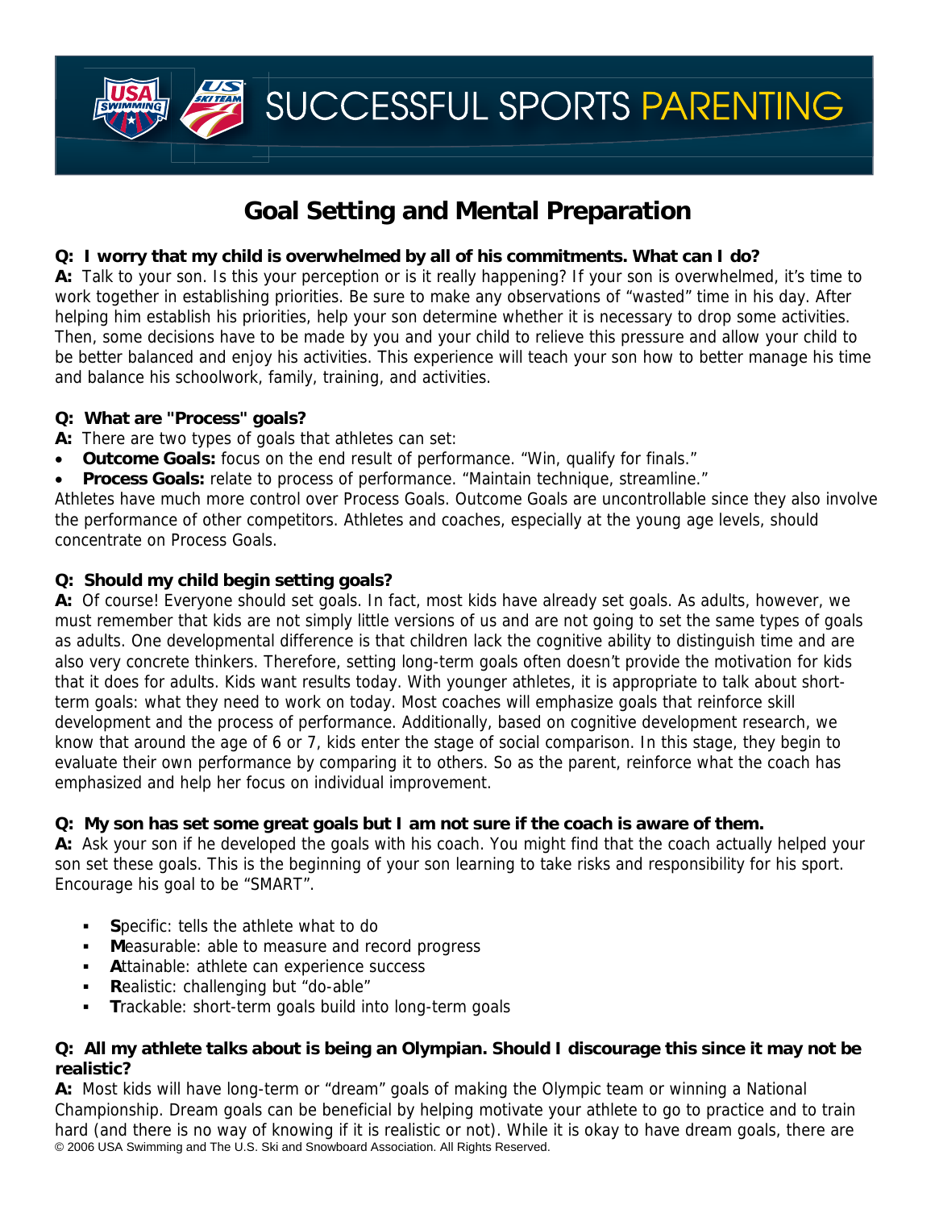# SUCCESSFUL SPORTS PARENTING

## Goal Setting and Mental Preparation

**Q: I worry that my child is overwhelmed by all of his commitments. What can I do?**
**A:** Talk to your son. Is this your perception or is it really happening? If your son is overwhelmed, it's time to work together in establishing priorities. Be sure to make any observations of "wasted" time in his day. After helping him establish his priorities, help your son determine whether it is necessary to drop some activities. Then, some decisions have to be made by you and your child to relieve this pressure and allow your child to be better balanced and enjoy his activities. This experience will teach your son how to better manage his time and balance his schoolwork, family, training, and activities.

**Q: What are "Process" goals?**
**A:** There are two types of goals that athletes can set:

- **Outcome Goals:** focus on the end result of performance. "Win, qualify for finals."
- **Process Goals:** relate to process of performance. "Maintain technique, streamline."

Athletes have much more control over Process Goals. Outcome Goals are uncontrollable since they also involve the performance of other competitors. Athletes and coaches, especially at the young age levels, should concentrate on Process Goals.

**Q: Should my child begin setting goals?**
**A:** Of course! Everyone should set goals. In fact, most kids have already set goals. As adults, however, we must remember that kids are not simply little versions of us and are not going to set the same types of goals as adults. One developmental difference is that children lack the cognitive ability to distinguish time and are also very concrete thinkers. Therefore, setting long-term goals often doesn't provide the motivation for kids that it does for adults. Kids want results today. With younger athletes, it is appropriate to talk about short-term goals: what they need to work on today. Most coaches will emphasize goals that reinforce skill development and the process of performance. Additionally, based on cognitive development research, we know that around the age of 6 or 7, kids enter the stage of social comparison. In this stage, they begin to evaluate their own performance by comparing it to others. So as the parent, reinforce what the coach has emphasized and help her focus on individual improvement.

**Q: My son has set some great goals but I am not sure if the coach is aware of them.**
**A:** Ask your son if he developed the goals with his coach. You might find that the coach actually helped your son set these goals. This is the beginning of your son learning to take risks and responsibility for his sport. Encourage his goal to be "SMART".

- **S**pecific: tells the athlete what to do
- **M**easurable: able to measure and record progress
- **A**ttainable: athlete can experience success
- **R**ealistic: challenging but "do-able"
- **T**rackable: short-term goals build into long-term goals

**Q: All my athlete talks about is being an Olympian. Should I discourage this since it may not be realistic?**
**A:** Most kids will have long-term or "dream" goals of making the Olympic team or winning a National Championship. Dream goals can be beneficial by helping motivate your athlete to go to practice and to train hard (and there is no way of knowing if it is realistic or not). While it is okay to have dream goals, there are

© 2006 USA Swimming and The U.S. Ski and Snowboard Association. All Rights Reserved.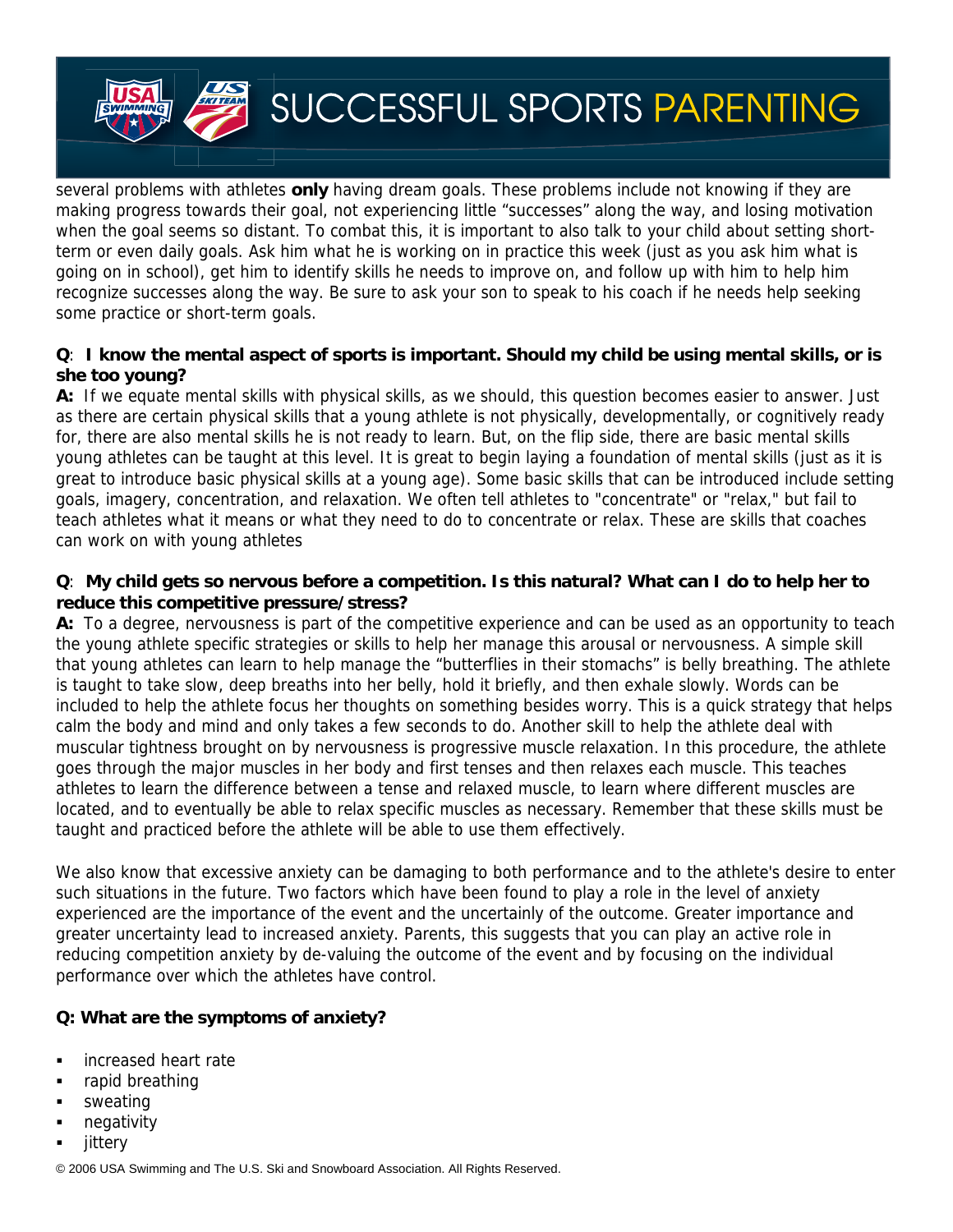several problems with athletes **only** having dream goals. These problems include not knowing if they are making progress towards their goal, not experiencing little “successes” along the way, and losing motivation when the goal seems so distant. To combat this, it is important to also talk to your child about setting short-term or even daily goals. Ask him what he is working on in practice this week (just as you ask him what is going on in school), get him to identify skills he needs to improve on, and follow up with him to help him recognize successes along the way. Be sure to ask your son to speak to his coach if he needs help seeking some practice or short-term goals.

**Q**: **I know the mental aspect of sports is important. Should my child be using mental skills, or is she too young?**

**A:** If we equate mental skills with physical skills, as we should, this question becomes easier to answer. Just as there are certain physical skills that a young athlete is not physically, developmentally, or cognitively ready for, there are also mental skills he is not ready to learn. But, on the flip side, there are basic mental skills young athletes can be taught at this level. It is great to begin laying a foundation of mental skills (just as it is great to introduce basic physical skills at a young age). Some basic skills that can be introduced include setting goals, imagery, concentration, and relaxation. We often tell athletes to "concentrate" or "relax," but fail to teach athletes what it means or what they need to do to concentrate or relax. These are skills that coaches can work on with young athletes

**Q**: **My child gets so nervous before a competition. Is this natural? What can I do to help her to reduce this competitive pressure/stress?**

**A:** To a degree, nervousness is part of the competitive experience and can be used as an opportunity to teach the young athlete specific strategies or skills to help her manage this arousal or nervousness. A simple skill that young athletes can learn to help manage the “butterflies in their stomachs” is belly breathing. The athlete is taught to take slow, deep breaths into her belly, hold it briefly, and then exhale slowly. Words can be included to help the athlete focus her thoughts on something besides worry. This is a quick strategy that helps calm the body and mind and only takes a few seconds to do. Another skill to help the athlete deal with muscular tightness brought on by nervousness is progressive muscle relaxation. In this procedure, the athlete goes through the major muscles in her body and first tenses and then relaxes each muscle. This teaches athletes to learn the difference between a tense and relaxed muscle, to learn where different muscles are located, and to eventually be able to relax specific muscles as necessary. Remember that these skills must be taught and practiced before the athlete will be able to use them effectively.

We also know that excessive anxiety can be damaging to both performance and to the athlete's desire to enter such situations in the future. Two factors which have been found to play a role in the level of anxiety experienced are the importance of the event and the uncertainly of the outcome. Greater importance and greater uncertainty lead to increased anxiety. Parents, this suggests that you can play an active role in reducing competition anxiety by de-valuing the outcome of the event and by focusing on the individual performance over which the athletes have control.

**Q: What are the symptoms of anxiety?**

- increased heart rate
- rapid breathing
- sweating
- negativity
- jittery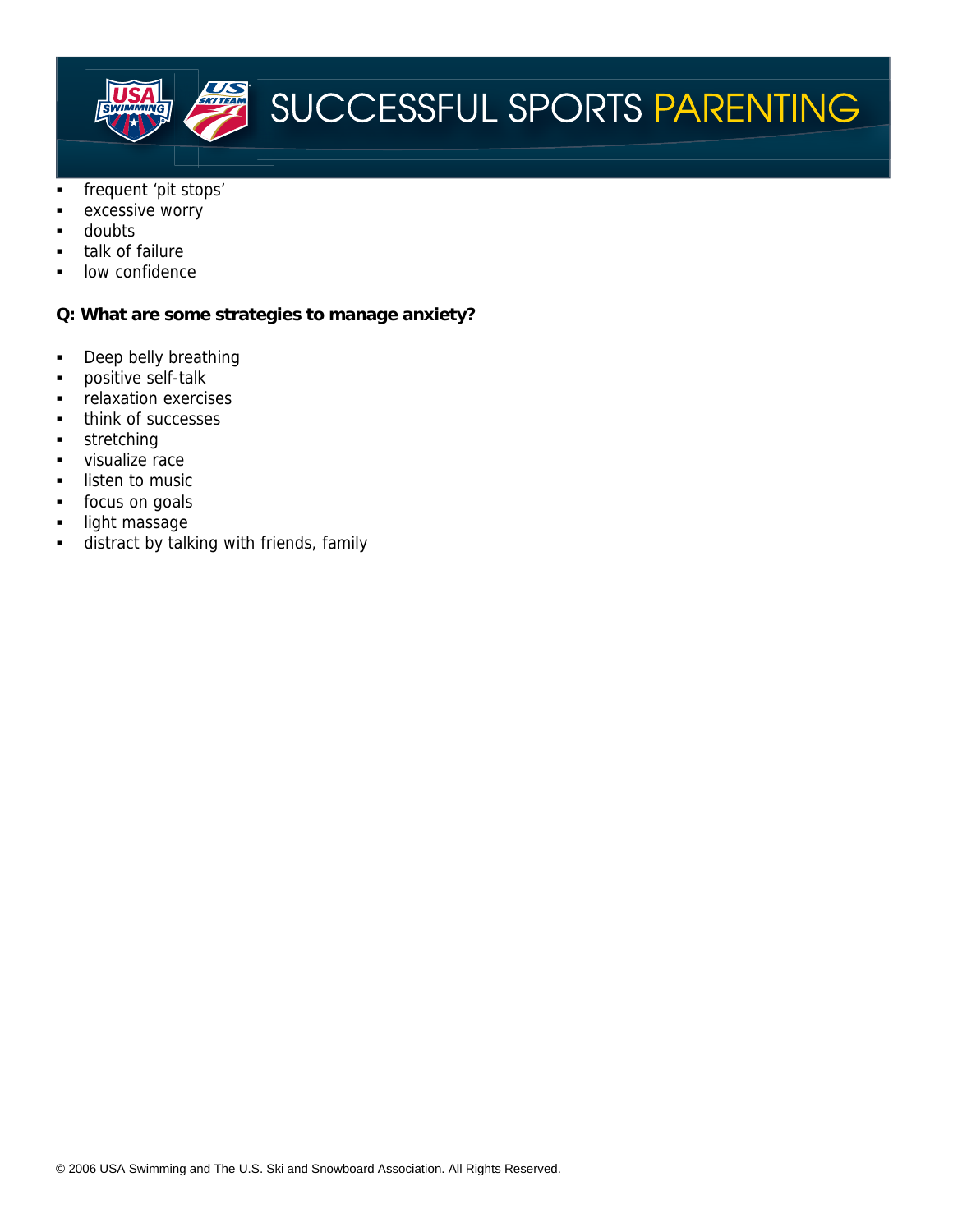- frequent 'pit stops'
- excessive worry
- doubts
- talk of failure
- low confidence

**Q: What are some strategies to manage anxiety?**

- Deep belly breathing
- positive self-talk
- relaxation exercises
- think of successes
- stretching
- visualize race
- listen to music
- focus on goals
- light massage
- distract by talking with friends, family